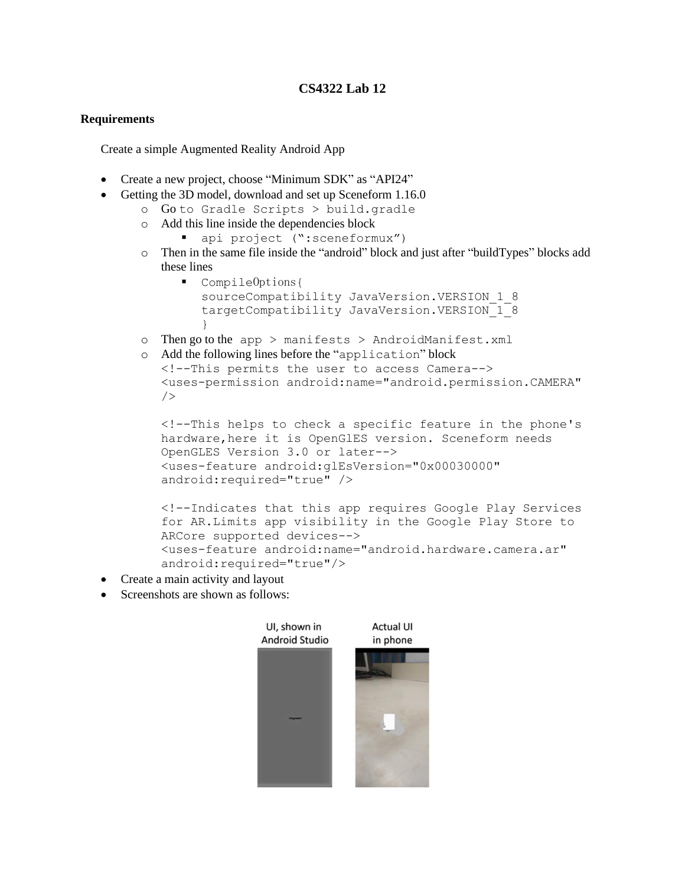**CS4322 Lab 12**

**Requirements**

Create a simple Augmented Reality Android App

- Create a new project, choose "Minimum SDK" as "API24"
- Getting the 3D model, download and set up Sceneform 1.16.0
  - Go to Gradle Scripts > build.gradle
  - Add this line inside the dependencies block
    - `api project (":sceneformux")`
  - Then in the same file inside the "android" block and just after "buildTypes" blocks add these lines
    - ```
      CompileOptions{
      sourceCompatibility JavaVersion.VERSION_1_8
      targetCompatibility JavaVersion.VERSION_1_8
      }
      ```
  - Then go to the `app > manifests > AndroidManifest.xml`
  - Add the following lines before the "`application`" block

    ```
    <!--This permits the user to access Camera-->
    <uses-permission android:name="android.permission.CAMERA"
    />

    <!--This helps to check a specific feature in the phone's
    hardware,here it is OpenGlES version. Sceneform needs
    OpenGLES Version 3.0 or later-->
    <uses-feature android:glEsVersion="0x00030000"
    android:required="true" />

    <!--Indicates that this app requires Google Play Services
    for AR.Limits app visibility in the Google Play Store to
    ARCore supported devices-->
    <uses-feature android:name="android.hardware.camera.ar"
    android:required="true"/>
    ```
- Create a main activity and layout
- Screenshots are shown as follows:

UI, shown in Android Studio

Actual UI in phone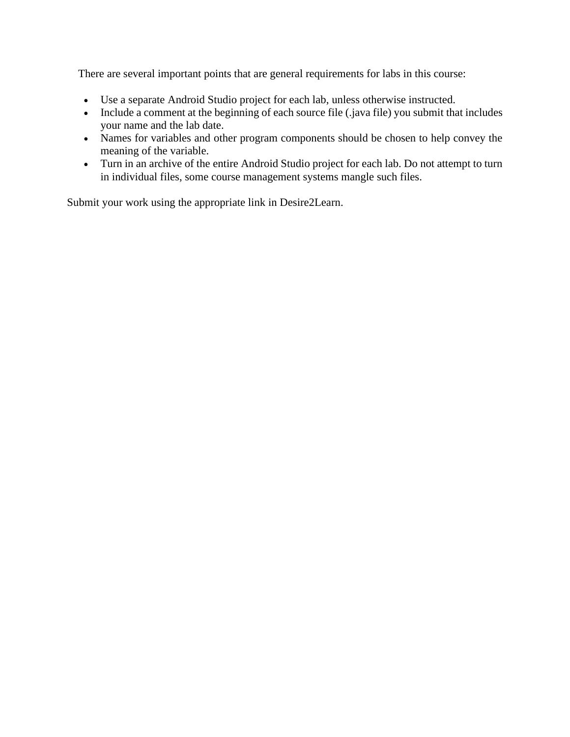There are several important points that are general requirements for labs in this course:

- Use a separate Android Studio project for each lab, unless otherwise instructed.
- Include a comment at the beginning of each source file (.java file) you submit that includes your name and the lab date.
- Names for variables and other program components should be chosen to help convey the meaning of the variable.
- Turn in an archive of the entire Android Studio project for each lab. Do not attempt to turn in individual files, some course management systems mangle such files.

Submit your work using the appropriate link in Desire2Learn.